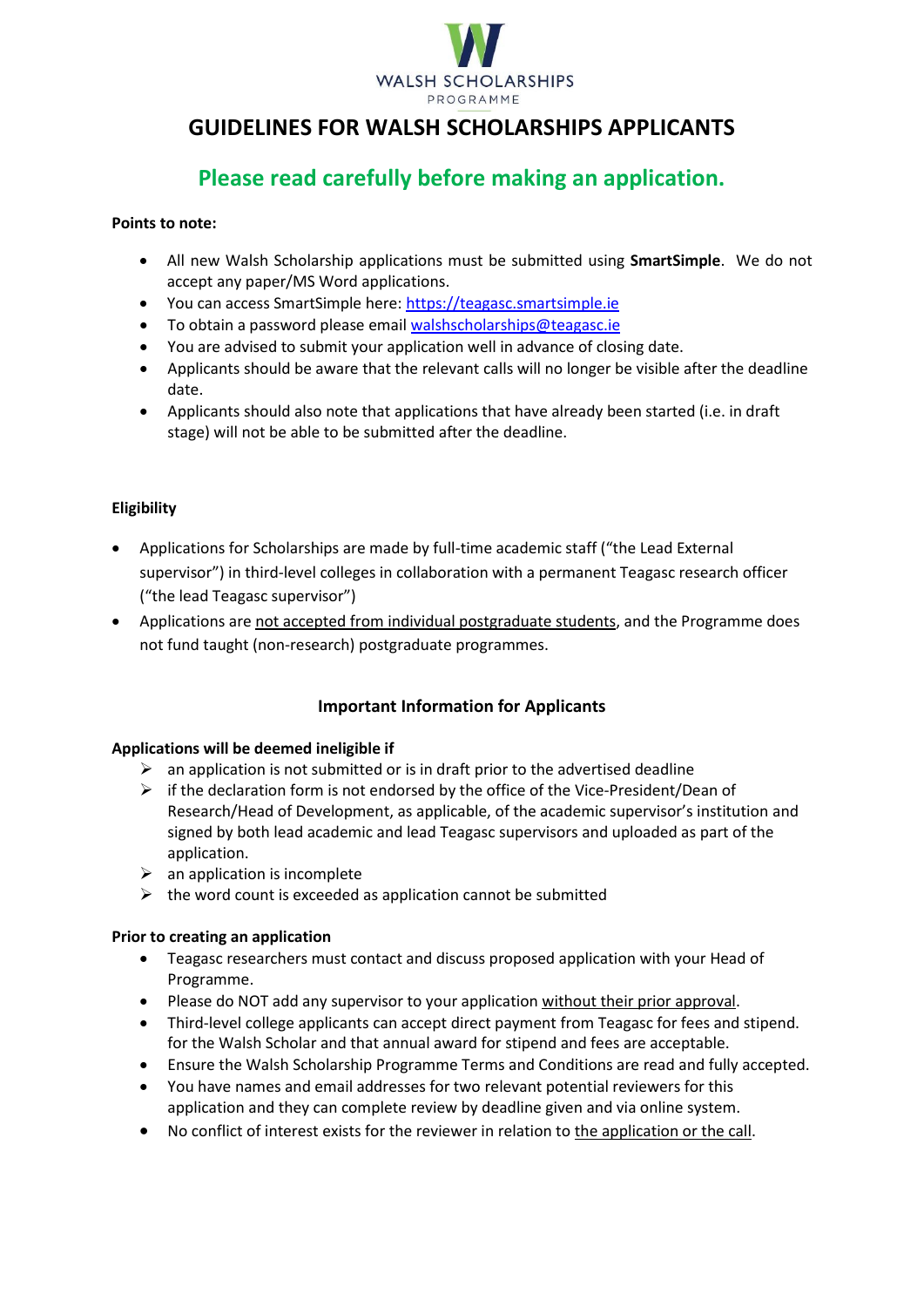WALSH SCHOLARSHIPS PROGRAMME

# GUIDELINES FOR WALSH SCHOLARSHIPS APPLICANTS

## Please read carefully before making an application.

**Points to note:**

- All new Walsh Scholarship applications must be submitted using **SmartSimple**. We do not accept any paper/MS Word applications.
- You can access SmartSimple here: https://teagasc.smartsimple.ie
- To obtain a password please email walshscholarships@teagasc.ie
- You are advised to submit your application well in advance of closing date.
- Applicants should be aware that the relevant calls will no longer be visible after the deadline date.
- Applicants should also note that applications that have already been started (i.e. in draft stage) will not be able to be submitted after the deadline.

**Eligibility**

- Applications for Scholarships are made by full-time academic staff ("the Lead External supervisor") in third-level colleges in collaboration with a permanent Teagasc research officer ("the lead Teagasc supervisor")
- Applications are not accepted from individual postgraduate students, and the Programme does not fund taught (non-research) postgraduate programmes.

### Important Information for Applicants

**Applications will be deemed ineligible if**

- an application is not submitted or is in draft prior to the advertised deadline
- if the declaration form is not endorsed by the office of the Vice-President/Dean of Research/Head of Development, as applicable, of the academic supervisor's institution and signed by both lead academic and lead Teagasc supervisors and uploaded as part of the application.
- an application is incomplete
- the word count is exceeded as application cannot be submitted

**Prior to creating an application**

- Teagasc researchers must contact and discuss proposed application with your Head of Programme.
- Please do NOT add any supervisor to your application without their prior approval.
- Third-level college applicants can accept direct payment from Teagasc for fees and stipend. for the Walsh Scholar and that annual award for stipend and fees are acceptable.
- Ensure the Walsh Scholarship Programme Terms and Conditions are read and fully accepted.
- You have names and email addresses for two relevant potential reviewers for this application and they can complete review by deadline given and via online system.
- No conflict of interest exists for the reviewer in relation to the application or the call.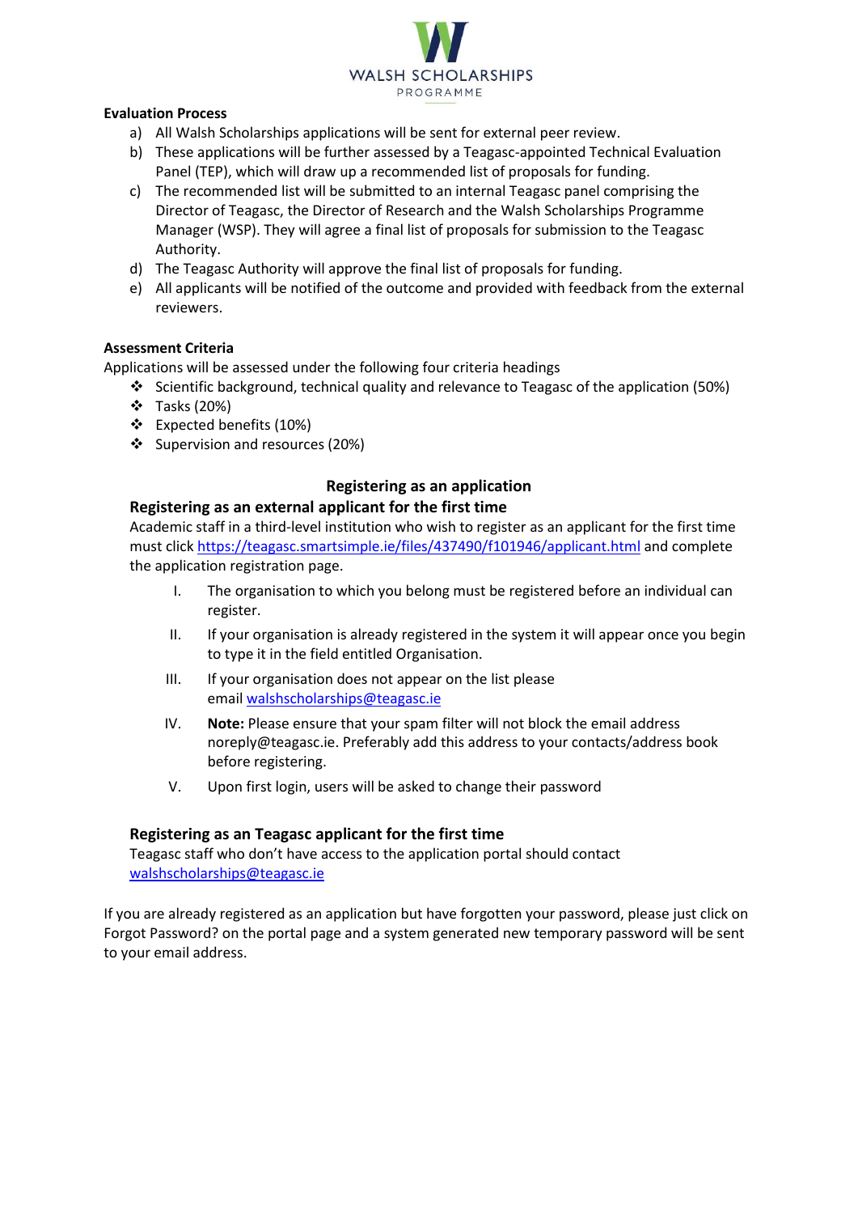**Evaluation Process**

a) All Walsh Scholarships applications will be sent for external peer review.
b) These applications will be further assessed by a Teagasc-appointed Technical Evaluation Panel (TEP), which will draw up a recommended list of proposals for funding.
c) The recommended list will be submitted to an internal Teagasc panel comprising the Director of Teagasc, the Director of Research and the Walsh Scholarships Programme Manager (WSP). They will agree a final list of proposals for submission to the Teagasc Authority.
d) The Teagasc Authority will approve the final list of proposals for funding.
e) All applicants will be notified of the outcome and provided with feedback from the external reviewers.

**Assessment Criteria**

Applications will be assessed under the following four criteria headings

- Scientific background, technical quality and relevance to Teagasc of the application (50%)
- Tasks (20%)
- Expected benefits (10%)
- Supervision and resources (20%)

## Registering as an application

### Registering as an external applicant for the first time

Academic staff in a third-level institution who wish to register as an applicant for the first time must click https://teagasc.smartsimple.ie/files/437490/f101946/applicant.html and complete the application registration page.

I. The organisation to which you belong must be registered before an individual can register.
II. If your organisation is already registered in the system it will appear once you begin to type it in the field entitled Organisation.
III. If your organisation does not appear on the list please email walshscholarships@teagasc.ie
IV. **Note:** Please ensure that your spam filter will not block the email address noreply@teagasc.ie. Preferably add this address to your contacts/address book before registering.
V. Upon first login, users will be asked to change their password

### Registering as an Teagasc applicant for the first time

Teagasc staff who don't have access to the application portal should contact walshscholarships@teagasc.ie

If you are already registered as an application but have forgotten your password, please just click on Forgot Password? on the portal page and a system generated new temporary password will be sent to your email address.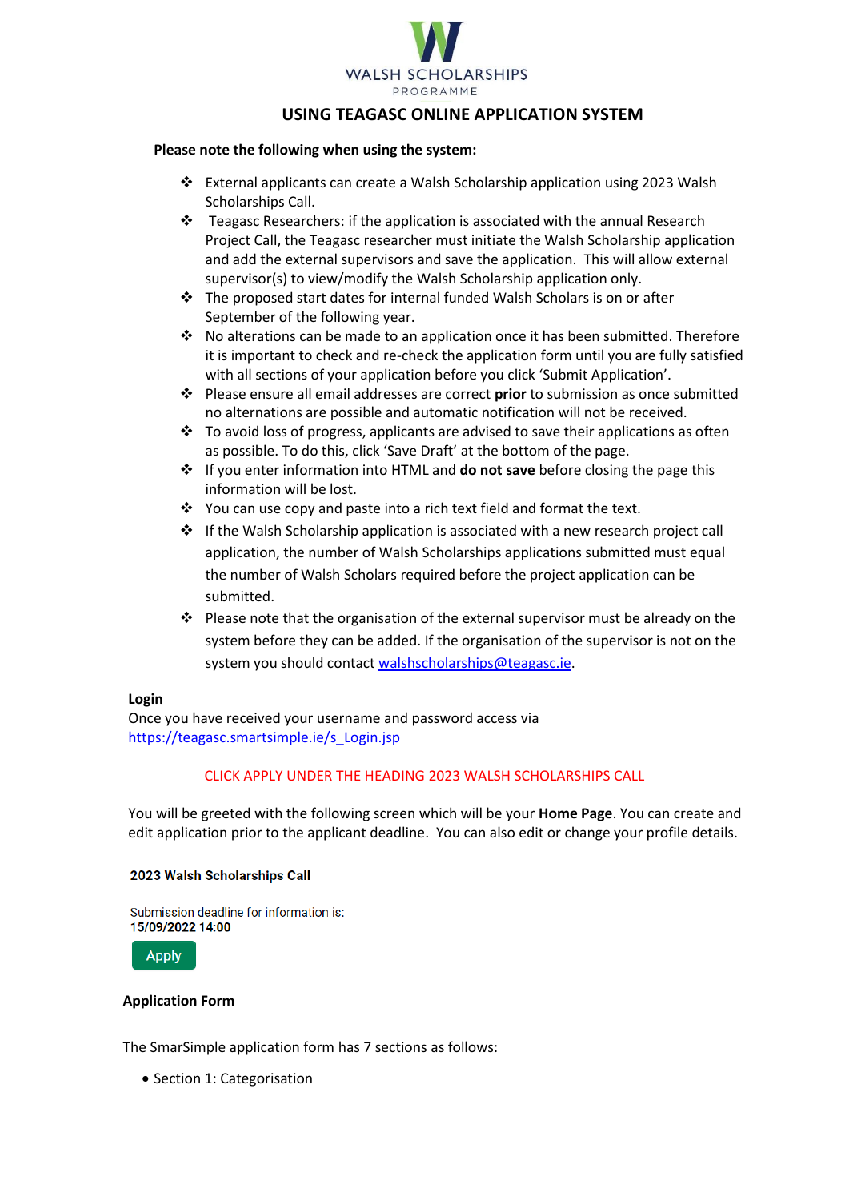WALSH SCHOLARSHIPS PROGRAMME

## USING TEAGASC ONLINE APPLICATION SYSTEM

**Please note the following when using the system:**

- External applicants can create a Walsh Scholarship application using 2023 Walsh Scholarships Call.
- Teagasc Researchers: if the application is associated with the annual Research Project Call, the Teagasc researcher must initiate the Walsh Scholarship application and add the external supervisors and save the application. This will allow external supervisor(s) to view/modify the Walsh Scholarship application only.
- The proposed start dates for internal funded Walsh Scholars is on or after September of the following year.
- No alterations can be made to an application once it has been submitted. Therefore it is important to check and re-check the application form until you are fully satisfied with all sections of your application before you click 'Submit Application'.
- Please ensure all email addresses are correct **prior** to submission as once submitted no alternations are possible and automatic notification will not be received.
- To avoid loss of progress, applicants are advised to save their applications as often as possible. To do this, click 'Save Draft' at the bottom of the page.
- If you enter information into HTML and **do not save** before closing the page this information will be lost.
- You can use copy and paste into a rich text field and format the text.
- If the Walsh Scholarship application is associated with a new research project call application, the number of Walsh Scholarships applications submitted must equal the number of Walsh Scholars required before the project application can be submitted.
- Please note that the organisation of the external supervisor must be already on the system before they can be added. If the organisation of the supervisor is not on the system you should contact walshscholarships@teagasc.ie.

**Login**
Once you have received your username and password access via https://teagasc.smartsimple.ie/s_Login.jsp

CLICK APPLY UNDER THE HEADING 2023 WALSH SCHOLARSHIPS CALL

You will be greeted with the following screen which will be your **Home Page**. You can create and edit application prior to the applicant deadline. You can also edit or change your profile details.

**2023 Walsh Scholarships Call**

Submission deadline for information is:
**15/09/2022 14:00**

Apply

**Application Form**

The SmarSimple application form has 7 sections as follows:

- Section 1: Categorisation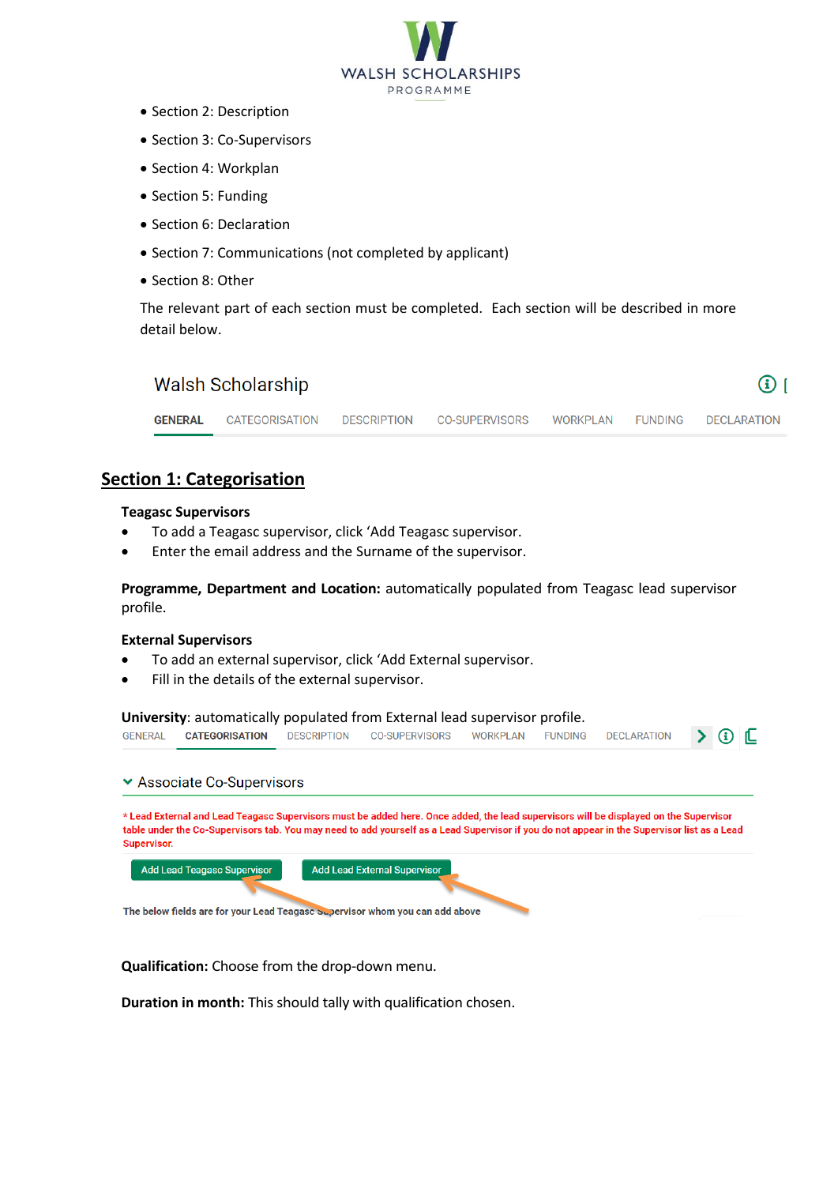- Section 2: Description
- Section 3: Co-Supervisors
- Section 4: Workplan
- Section 5: Funding
- Section 6: Declaration
- Section 7: Communications (not completed by applicant)
- Section 8: Other

The relevant part of each section must be completed. Each section will be described in more detail below.

Walsh Scholarship

GENERAL CATEGORISATION DESCRIPTION CO-SUPERVISORS WORKPLAN FUNDING DECLARATION

## Section 1: Categorisation

**Teagasc Supervisors**

- To add a Teagasc supervisor, click 'Add Teagasc supervisor.
- Enter the email address and the Surname of the supervisor.

**Programme, Department and Location:** automatically populated from Teagasc lead supervisor profile.

**External Supervisors**

- To add an external supervisor, click 'Add External supervisor.
- Fill in the details of the external supervisor.

**University**: automatically populated from External lead supervisor profile.

GENERAL CATEGORISATION DESCRIPTION CO-SUPERVISORS WORKPLAN FUNDING DECLARATION

Associate Co-Supervisors

* Lead External and Lead Teagasc Supervisors must be added here. Once added, the lead supervisors will be displayed on the Supervisor table under the Co-Supervisors tab. You may need to add yourself as a Lead Supervisor if you do not appear in the Supervisor list as a Lead Supervisor.

Add Lead Teagasc Supervisor | Add Lead External Supervisor

The below fields are for your Lead Teagasc Supervisor whom you can add above

**Qualification:** Choose from the drop-down menu.

**Duration in month:** This should tally with qualification chosen.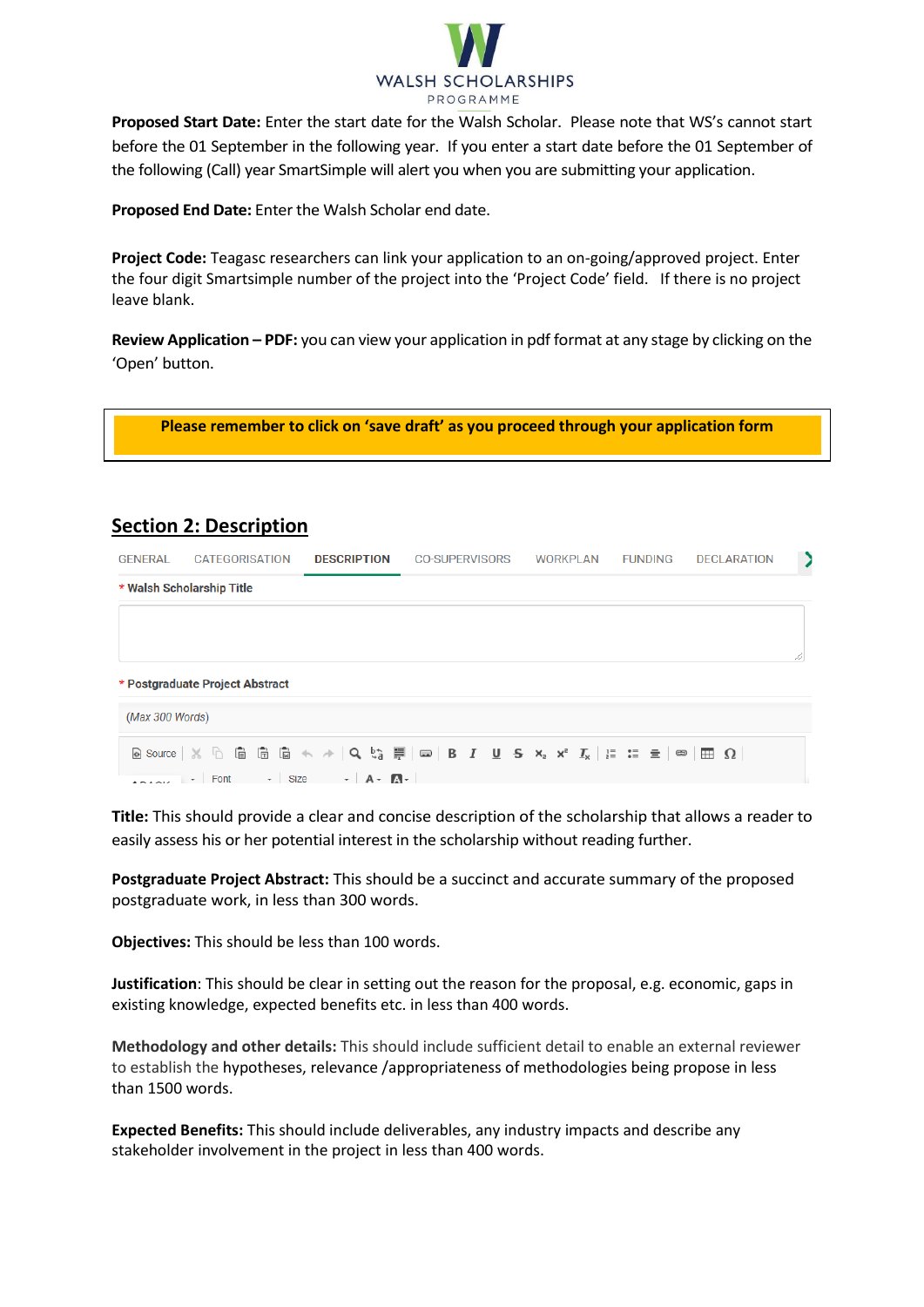**Proposed Start Date:** Enter the start date for the Walsh Scholar. Please note that WS's cannot start before the 01 September in the following year. If you enter a start date before the 01 September of the following (Call) year SmartSimple will alert you when you are submitting your application.

**Proposed End Date:** Enter the Walsh Scholar end date.

**Project Code:** Teagasc researchers can link your application to an on-going/approved project. Enter the four digit Smartsimple number of the project into the 'Project Code' field. If there is no project leave blank.

**Review Application – PDF:** you can view your application in pdf format at any stage by clicking on the 'Open' button.

**Please remember to click on 'save draft' as you proceed through your application form**

## Section 2: Description

GENERAL | CATEGORISATION | DESCRIPTION | CO-SUPERVISORS | WORKPLAN | FUNDING | DECLARATION

\* **Walsh Scholarship Title**

\* **Postgraduate Project Abstract**

*(Max 300 Words)*

**Title:** This should provide a clear and concise description of the scholarship that allows a reader to easily assess his or her potential interest in the scholarship without reading further.

**Postgraduate Project Abstract:** This should be a succinct and accurate summary of the proposed postgraduate work, in less than 300 words.

**Objectives:** This should be less than 100 words.

**Justification**: This should be clear in setting out the reason for the proposal, e.g. economic, gaps in existing knowledge, expected benefits etc. in less than 400 words.

**Methodology and other details:** This should include sufficient detail to enable an external reviewer to establish the hypotheses, relevance /appropriateness of methodologies being propose in less than 1500 words.

**Expected Benefits:** This should include deliverables, any industry impacts and describe any stakeholder involvement in the project in less than 400 words.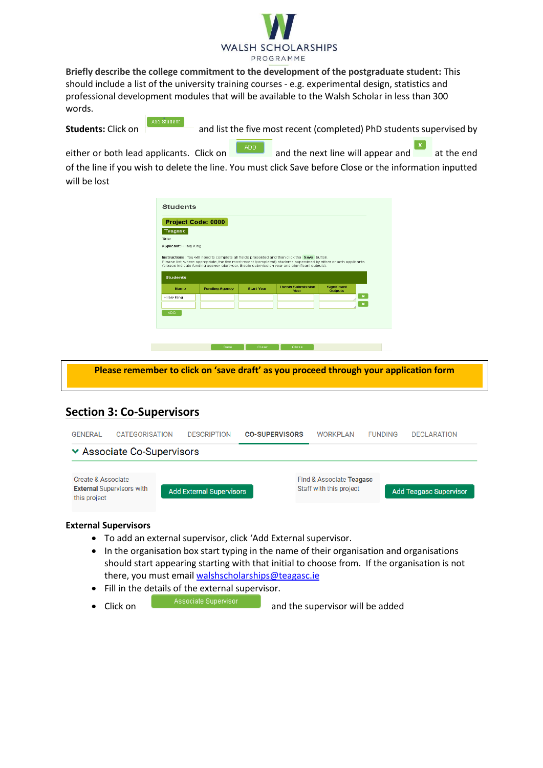**Briefly describe the college commitment to the development of the postgraduate student:** This should include a list of the university training courses - e.g. experimental design, statistics and professional development modules that will be available to the Walsh Scholar in less than 300 words.

**Students:** Click on Add Student and list the five most recent (completed) PhD students supervised by either or both lead applicants. Click on ADD and the next line will appear and x at the end of the line if you wish to delete the line. You must click Save before Close or the information inputted will be lost

**Please remember to click on 'save draft' as you proceed through your application form**

## Section 3: Co-Supervisors

GENERAL | CATEGORISATION | DESCRIPTION | CO-SUPERVISORS | WORKPLAN | FUNDING | DECLARATION

Associate Co-Supervisors

Create & Associate **External** Supervisors with this project — Add External Supervisors

Find & Associate **Teagasc** Staff with this project — Add Teagasc Supervisor

**External Supervisors**

- To add an external supervisor, click 'Add External supervisor.
- In the organisation box start typing in the name of their organisation and organisations should start appearing starting with that initial to choose from. If the organisation is not there, you must email walshscholarships@teagasc.ie
- Fill in the details of the external supervisor.
- Click on Associate Supervisor and the supervisor will be added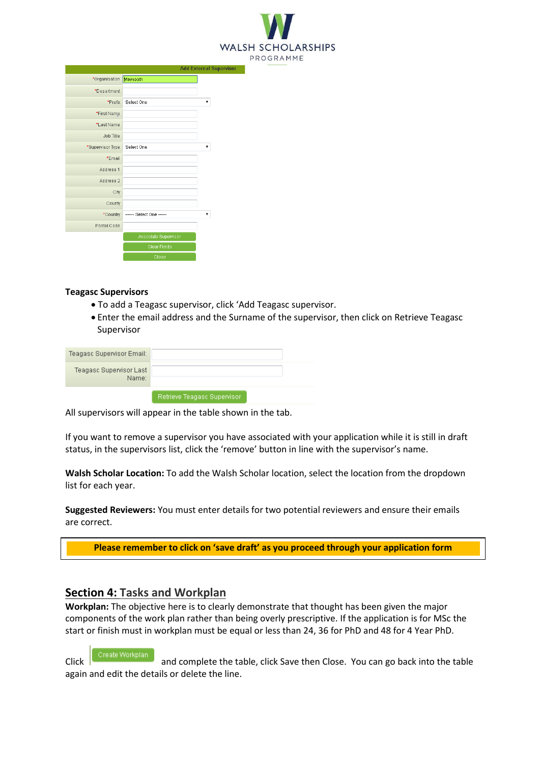| Add External Supervisor | |
|---|---|
| *Organisation | Maynooth |
| *Department | |
| *Prefix | Select One |
| *First Name | |
| *Last Name | |
| Job Title | |
| *Supervisor Type | Select One |
| *Email | |
| Address 1 | |
| Address 2 | |
| City | |
| County | |
| *Country | ----- Select One ----- |
| Postal Code | |
| | Associate Supervisor |
| | Clear Fields |
| | Close |

**Teagasc Supervisors**

- To add a Teagasc supervisor, click 'Add Teagasc supervisor.
- Enter the email address and the Surname of the supervisor, then click on Retrieve Teagasc Supervisor

| | |
|---|---|
| Teagasc Supervisor Email: | |
| Teagasc Supervisor Last Name: | |
| | Retrieve Teagasc Supervisor |

All supervisors will appear in the table shown in the tab.

If you want to remove a supervisor you have associated with your application while it is still in draft status, in the supervisors list, click the 'remove' button in line with the supervisor's name.

**Walsh Scholar Location:** To add the Walsh Scholar location, select the location from the dropdown list for each year.

**Suggested Reviewers:** You must enter details for two potential reviewers and ensure their emails are correct.

**Please remember to click on 'save draft' as you proceed through your application form**

## Section 4: Tasks and Workplan

**Workplan:** The objective here is to clearly demonstrate that thought has been given the major components of the work plan rather than being overly prescriptive. If the application is for MSc the start or finish must in workplan must be equal or less than 24, 36 for PhD and 48 for 4 Year PhD.

Click Create Workplan and complete the table, click Save then Close. You can go back into the table again and edit the details or delete the line.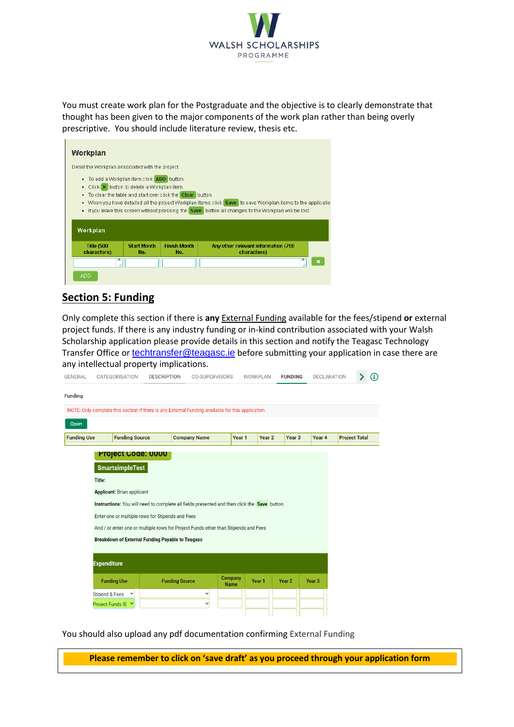WALSH SCHOLARSHIPS PROGRAMME

You must create work plan for the Postgraduate and the objective is to clearly demonstrate that thought has been given to the major components of the work plan rather than being overly prescriptive. You should include literature review, thesis etc.

**Workplan**

Detail the Workplan associated with the project.

- To add a Workplan item click ADD button.
- Click X button to delete a Workplan item.
- To clear the table and start over click the Clear button.
- When you have detailed all the project Workplan items click Save to save Workplan items to the applicatio
- If you leave this screen without pressing the Save button all changes to the Workplan will be lost.

**Workplan**

| Title (500 characters) | Start Month No. | Finish Month No. | Any other relevant information (750 characters) |
|---|---|---|---|
| | | | |

ADD

## Section 5: Funding

Only complete this section if there is **any** External Funding available for the fees/stipend **or** external project funds. If there is any industry funding or in-kind contribution associated with your Walsh Scholarship application please provide details in this section and notify the Teagasc Technology Transfer Office or techtransfer@teagasc.ie before submitting your application in case there are any intellectual property implications.

GENERAL CATEGORISATION DESCRIPTION CO-SUPERVISORS WORKPLAN FUNDING DECLARATION

Funding

NOTE: Only complete this section if there is any External Funding available for this application

Open

| Funding Use | Funding Source | Company Name | Year 1 | Year 2 | Year 3 | Year 4 | Project Total |
|---|---|---|---|---|---|---|---|

Project Code: 0000

SmartsimpleTest

Title:

Applicant: Brian applicant

Instructions: You will need to complete all fields presented and then click the Save button.

Enter one or multiple rows for Stipends and Fees

And / or enter one or multiple rows for Project Funds other than Stipends and Fees

Breakdown of External Funding Payable to Teagasc

**Expenditure**

| Funding Use | Funding Source | Company Name | Year 1 | Year 2 | Year 3 |
|---|---|---|---|---|---|
| Stipend & Fees | | | | | |
| Project Funds (E | | | | | |

You should also upload any pdf documentation confirming External Funding

**Please remember to click on 'save draft' as you proceed through your application form**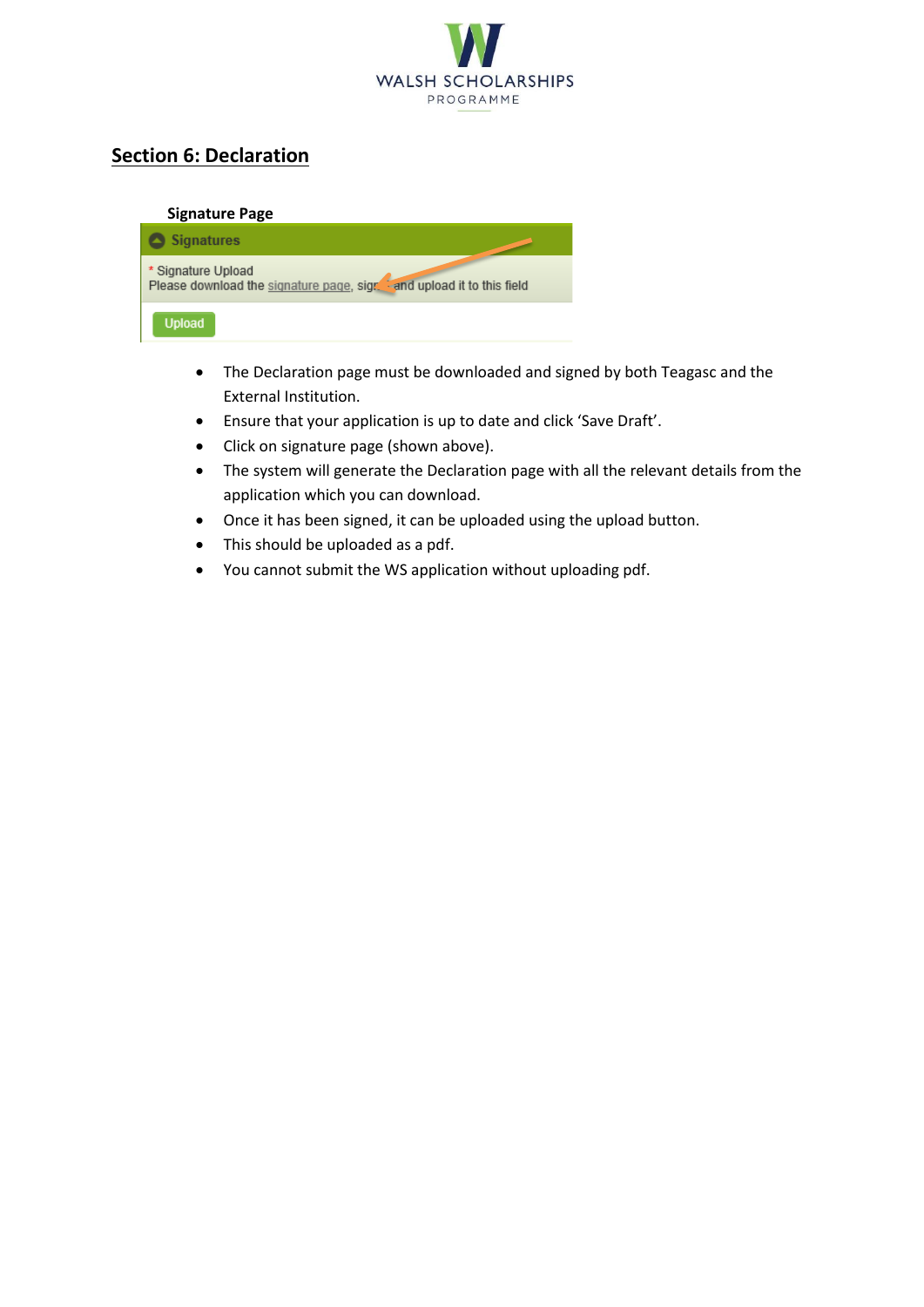## Section 6: Declaration

**Signature Page**

Signatures

\* Signature Upload
Please download the signature page, sign and upload it to this field

Upload

- The Declaration page must be downloaded and signed by both Teagasc and the External Institution.
- Ensure that your application is up to date and click 'Save Draft'.
- Click on signature page (shown above).
- The system will generate the Declaration page with all the relevant details from the application which you can download.
- Once it has been signed, it can be uploaded using the upload button.
- This should be uploaded as a pdf.
- You cannot submit the WS application without uploading pdf.